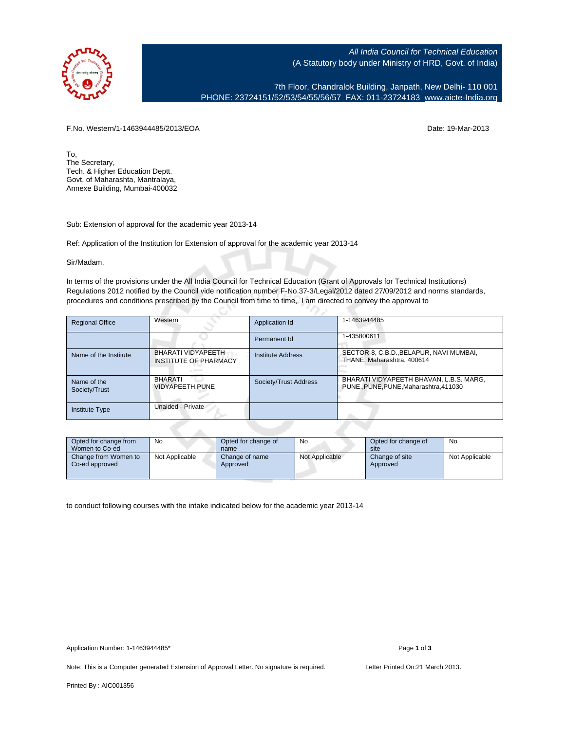All India Council for Technical Education
(A Statutory body under Ministry of HRD, Govt. of India)

7th Floor, Chandralok Building, Janpath, New Delhi- 110 001
PHONE: 23724151/52/53/54/55/56/57 FAX: 011-23724183 www.aicte-India.org

F.No. Western/1-1463944485/2013/EOA

Date: 19-Mar-2013

To,
The Secretary,
Tech. & Higher Education Deptt.
Govt. of Maharashta, Mantralaya,
Annexe Building, Mumbai-400032

Sub: Extension of approval for the academic year 2013-14

Ref: Application of the Institution for Extension of approval for the academic year 2013-14

Sir/Madam,

In terms of the provisions under the All India Council for Technical Education (Grant of Approvals for Technical Institutions) Regulations 2012 notified by the Council vide notification number F-No.37-3/Legal/2012 dated 27/09/2012 and norms standards, procedures and conditions prescribed by the Council from time to time, I am directed to convey the approval to

| Regional Office | Western | Application Id | 1-1463944485 |
|---|---|---|---|
| | | Permanent Id | 1-435800611 |
| Name of the Institute | BHARATI VIDYAPEETH INSTITUTE OF PHARMACY | Institute Address | SECTOR-8, C.B.D.,BELAPUR, NAVI MUMBAI, THANE, Maharashtra, 400614 |
| Name of the Society/Trust | BHARATI VIDYAPEETH,PUNE | Society/Trust Address | BHARATI VIDYAPEETH BHAVAN, L.B.S. MARG, PUNE.,PUNE,PUNE,Maharashtra,411030 |
| Institute Type | Unaided - Private | | |

| Opted for change from Women to Co-ed | No | Opted for change of name | No | Opted for change of site | No |
|---|---|---|---|---|---|
| Change from Women to Co-ed approved | Not Applicable | Change of name Approved | Not Applicable | Change of site Approved | Not Applicable |

to conduct following courses with the intake indicated below for the academic year 2013-14

Application Number: 1-1463944485*

Note: This is a Computer generated Extension of Approval Letter. No signature is required.

Letter Printed On:21 March 2013.

Printed By : AIC001356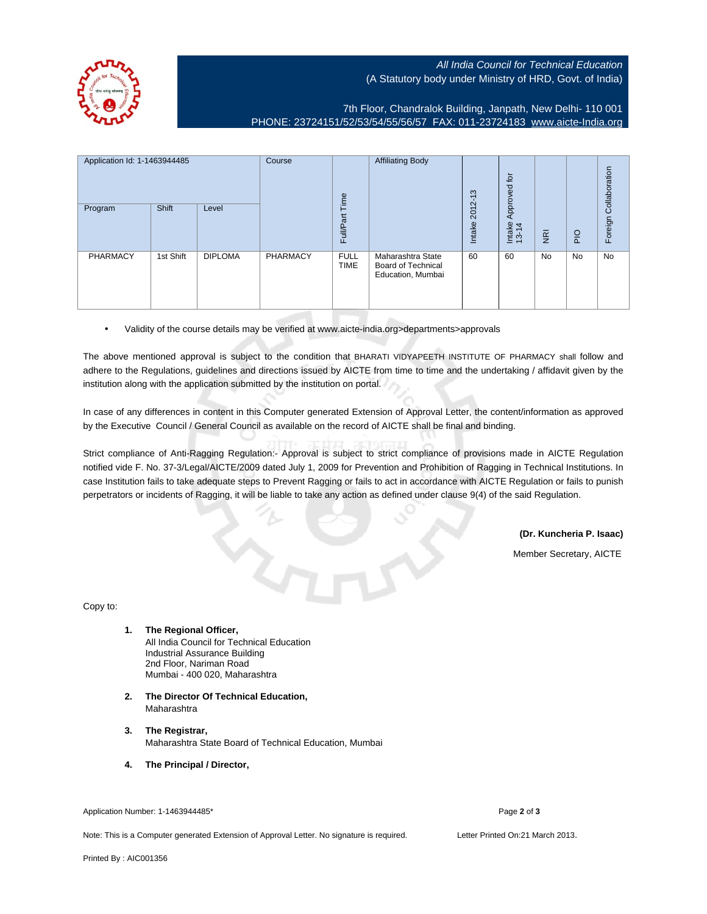All India Council for Technical Education
(A Statutory body under Ministry of HRD, Govt. of India)

7th Floor, Chandralok Building, Janpath, New Delhi- 110 001
PHONE: 23724151/52/53/54/55/56/57 FAX: 011-23724183 www.aicte-India.org

| Application Id: 1-1463944485 | | | Course | Full/Part Time | Affiliating Body | Intake 2012-13 | Intake Approved for 13-14 | NRI | PIO | Foreign Collaboration |
|---|---|---|---|---|---|---|---|---|---|---|
| Program | Shift | Level | | | | | | | | |
| PHARMACY | 1st Shift | DIPLOMA | PHARMACY | FULL TIME | Maharashtra State Board of Technical Education, Mumbai | 60 | 60 | No | No | No |

- Validity of the course details may be verified at www.aicte-india.org>departments>approvals

The above mentioned approval is subject to the condition that BHARATI VIDYAPEETH INSTITUTE OF PHARMACY shall follow and adhere to the Regulations, guidelines and directions issued by AICTE from time to time and the undertaking / affidavit given by the institution along with the application submitted by the institution on portal.

In case of any differences in content in this Computer generated Extension of Approval Letter, the content/information as approved by the Executive Council / General Council as available on the record of AICTE shall be final and binding.

Strict compliance of Anti-Ragging Regulation:- Approval is subject to strict compliance of provisions made in AICTE Regulation notified vide F. No. 37-3/Legal/AICTE/2009 dated July 1, 2009 for Prevention and Prohibition of Ragging in Technical Institutions. In case Institution fails to take adequate steps to Prevent Ragging or fails to act in accordance with AICTE Regulation or fails to punish perpetrators or incidents of Ragging, it will be liable to take any action as defined under clause 9(4) of the said Regulation.

**(Dr. Kuncheria P. Isaac)**
Member Secretary, AICTE

Copy to:

1. **The Regional Officer,**
   All India Council for Technical Education
   Industrial Assurance Building
   2nd Floor, Nariman Road
   Mumbai - 400 020, Maharashtra

2. **The Director Of Technical Education,**
   Maharashtra

3. **The Registrar,**
   Maharashtra State Board of Technical Education, Mumbai

4. **The Principal / Director,**

Application Number: 1-1463944485*

Note: This is a Computer generated Extension of Approval Letter. No signature is required. Letter Printed On:21 March 2013.

Printed By : AIC001356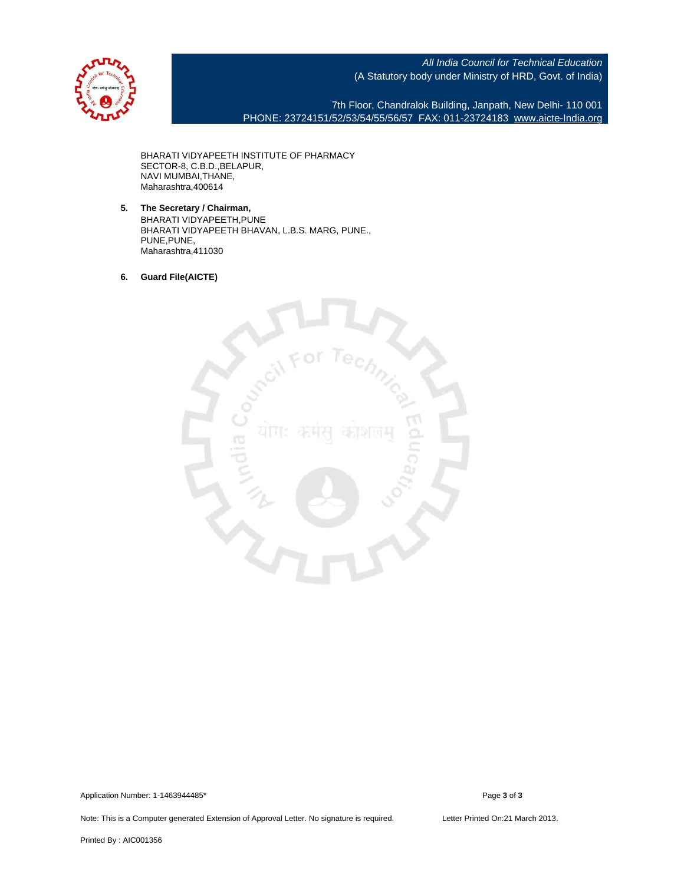BHARATI VIDYAPEETH INSTITUTE OF PHARMACY
SECTOR-8, C.B.D.,BELAPUR,
NAVI MUMBAI,THANE,
Maharashtra,400614

5. **The Secretary / Chairman,**
   BHARATI VIDYAPEETH,PUNE
   BHARATI VIDYAPEETH BHAVAN, L.B.S. MARG, PUNE.,
   PUNE,PUNE,
   Maharashtra,411030

6. **Guard File(AICTE)**

Application Number: 1-1463944485*

Note: This is a Computer generated Extension of Approval Letter. No signature is required.

Letter Printed On:21 March 2013.

Printed By : AIC001356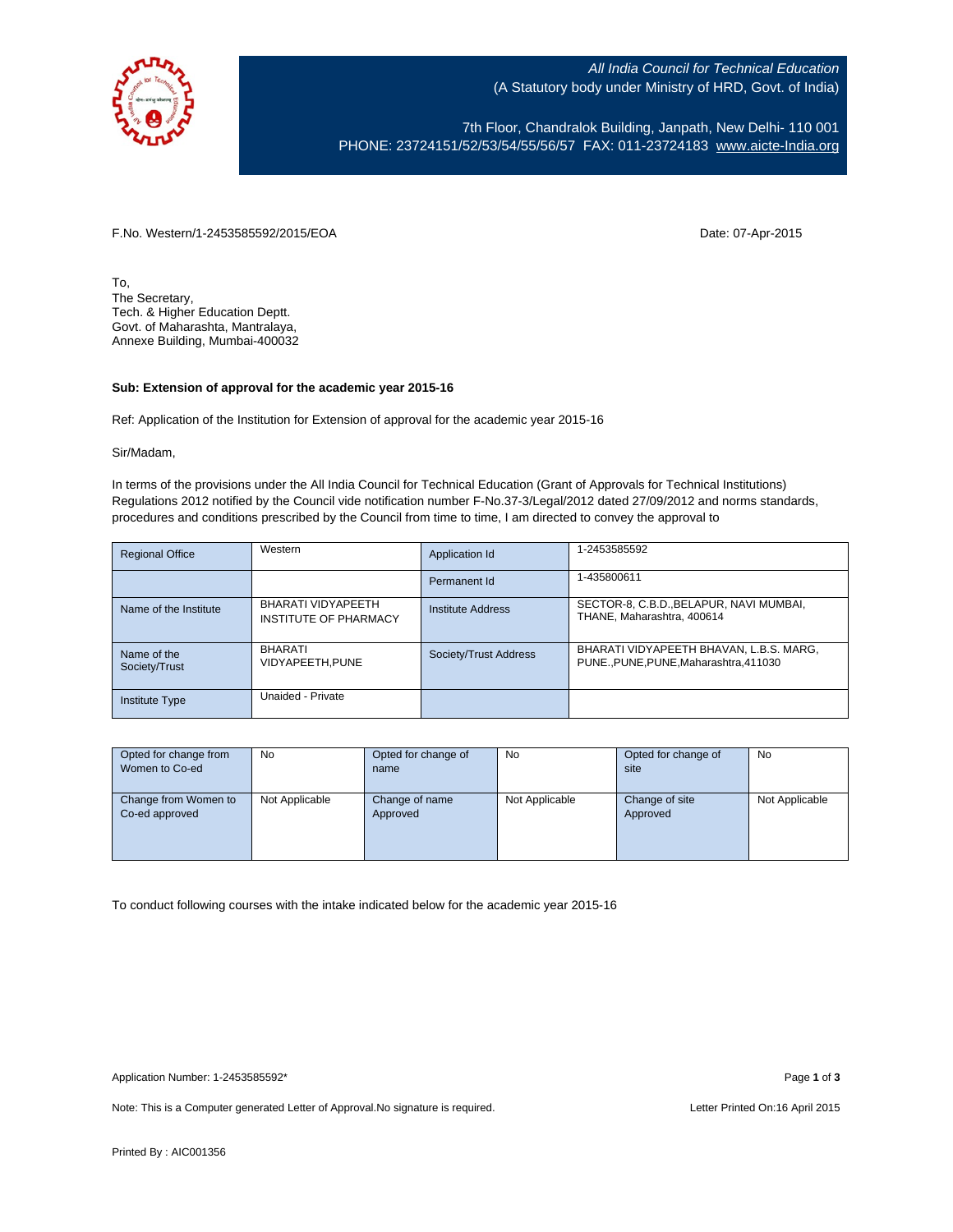All India Council for Technical Education
(A Statutory body under Ministry of HRD, Govt. of India)

7th Floor, Chandralok Building, Janpath, New Delhi- 110 001
PHONE: 23724151/52/53/54/55/56/57 FAX: 011-23724183 www.aicte-India.org

F.No. Western/1-2453585592/2015/EOA

Date: 07-Apr-2015

To,
The Secretary,
Tech. & Higher Education Deptt.
Govt. of Maharashta, Mantralaya,
Annexe Building, Mumbai-400032

**Sub: Extension of approval for the academic year 2015-16**

Ref: Application of the Institution for Extension of approval for the academic year 2015-16

Sir/Madam,

In terms of the provisions under the All India Council for Technical Education (Grant of Approvals for Technical Institutions) Regulations 2012 notified by the Council vide notification number F-No.37-3/Legal/2012 dated 27/09/2012 and norms standards, procedures and conditions prescribed by the Council from time to time, I am directed to convey the approval to

| Regional Office | Western | Application Id | 1-2453585592 |
|---|---|---|---|
| | | Permanent Id | 1-435800611 |
| Name of the Institute | BHARATI VIDYAPEETH INSTITUTE OF PHARMACY | Institute Address | SECTOR-8, C.B.D.,BELAPUR, NAVI MUMBAI, THANE, Maharashtra, 400614 |
| Name of the Society/Trust | BHARATI VIDYAPEETH,PUNE | Society/Trust Address | BHARATI VIDYAPEETH BHAVAN, L.B.S. MARG, PUNE.,PUNE,PUNE,Maharashtra,411030 |
| Institute Type | Unaided - Private | | |

| Opted for change from Women to Co-ed | No | Opted for change of name | No | Opted for change of site | No |
|---|---|---|---|---|---|
| Change from Women to Co-ed approved | Not Applicable | Change of name Approved | Not Applicable | Change of site Approved | Not Applicable |

To conduct following courses with the intake indicated below for the academic year 2015-16

Application Number: 1-2453585592*

Note: This is a Computer generated Letter of Approval.No signature is required.

Letter Printed On:16 April 2015

Printed By : AIC001356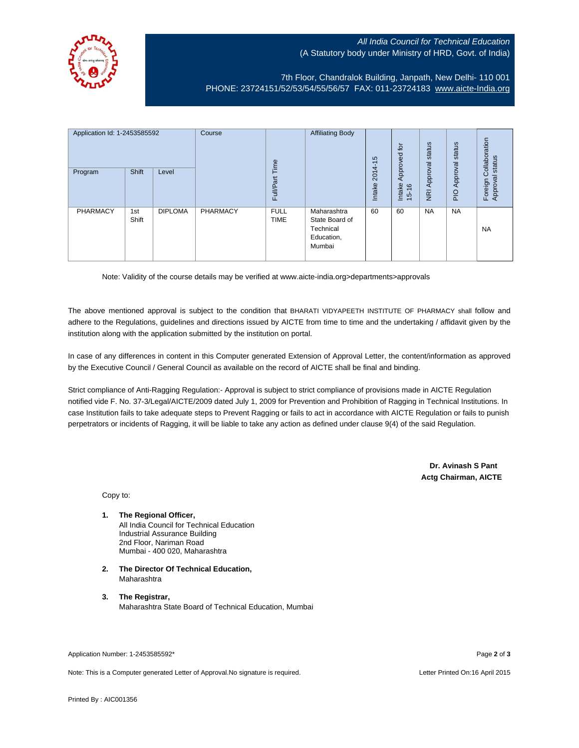*All India Council for Technical Education*
(A Statutory body under Ministry of HRD, Govt. of India)

7th Floor, Chandralok Building, Janpath, New Delhi- 110 001
PHONE: 23724151/52/53/54/55/56/57 FAX: 011-23724183 www.aicte-India.org

| Application Id: 1-2453585592 | | | Course | Full/Part Time | Affiliating Body | Intake 2014-15 | Intake Approved for 15-16 | NRI Approval status | PIO Approval status | Foreign Collaboration Approval status |
|---|---|---|---|---|---|---|---|---|---|---|
| Program | Shift | Level | | | | | | | | |
| PHARMACY | 1st Shift | DIPLOMA | PHARMACY | FULL TIME | Maharashtra State Board of Technical Education, Mumbai | 60 | 60 | NA | NA | NA |

Note: Validity of the course details may be verified at www.aicte-india.org>departments>approvals

The above mentioned approval is subject to the condition that BHARATI VIDYAPEETH INSTITUTE OF PHARMACY shall follow and adhere to the Regulations, guidelines and directions issued by AICTE from time to time and the undertaking / affidavit given by the institution along with the application submitted by the institution on portal.

In case of any differences in content in this Computer generated Extension of Approval Letter, the content/information as approved by the Executive Council / General Council as available on the record of AICTE shall be final and binding.

Strict compliance of Anti-Ragging Regulation:- Approval is subject to strict compliance of provisions made in AICTE Regulation notified vide F. No. 37-3/Legal/AICTE/2009 dated July 1, 2009 for Prevention and Prohibition of Ragging in Technical Institutions. In case Institution fails to take adequate steps to Prevent Ragging or fails to act in accordance with AICTE Regulation or fails to punish perpetrators or incidents of Ragging, it will be liable to take any action as defined under clause 9(4) of the said Regulation.

**Dr. Avinash S Pant**
**Actg Chairman, AICTE**

Copy to:

1. **The Regional Officer,**
   All India Council for Technical Education
   Industrial Assurance Building
   2nd Floor, Nariman Road
   Mumbai - 400 020, Maharashtra

2. **The Director Of Technical Education,**
   Maharashtra

3. **The Registrar,**
   Maharashtra State Board of Technical Education, Mumbai

Application Number: 1-2453585592*

Note: This is a Computer generated Letter of Approval.No signature is required.

Letter Printed On:16 April 2015

Printed By : AIC001356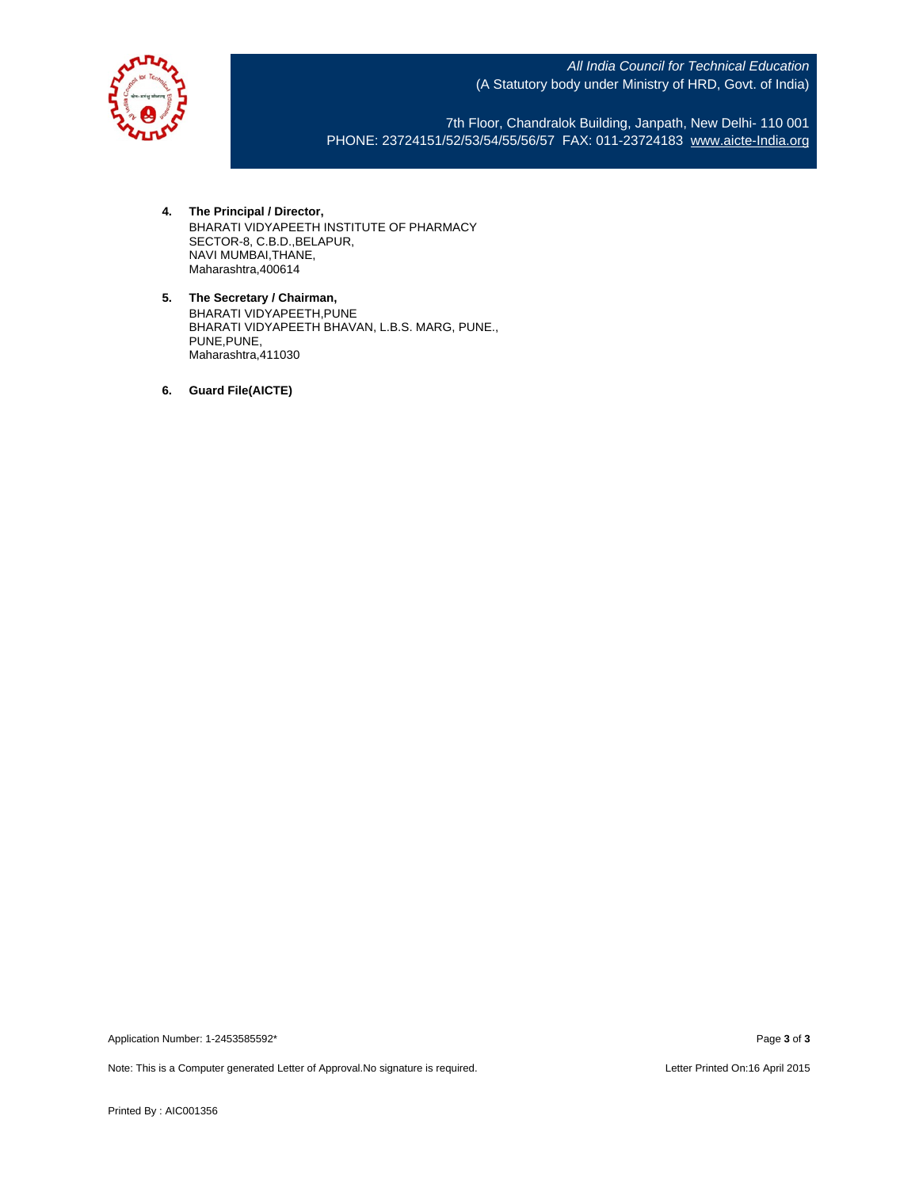4. **The Principal / Director,**
   BHARATI VIDYAPEETH INSTITUTE OF PHARMACY
   SECTOR-8, C.B.D.,BELAPUR,
   NAVI MUMBAI,THANE,
   Maharashtra,400614

5. **The Secretary / Chairman,**
   BHARATI VIDYAPEETH,PUNE
   BHARATI VIDYAPEETH BHAVAN, L.B.S. MARG, PUNE.,
   PUNE,PUNE,
   Maharashtra,411030

6. **Guard File(AICTE)**

Application Number: 1-2453585592*

Note: This is a Computer generated Letter of Approval.No signature is required.

Letter Printed On:16 April 2015

Printed By : AIC001356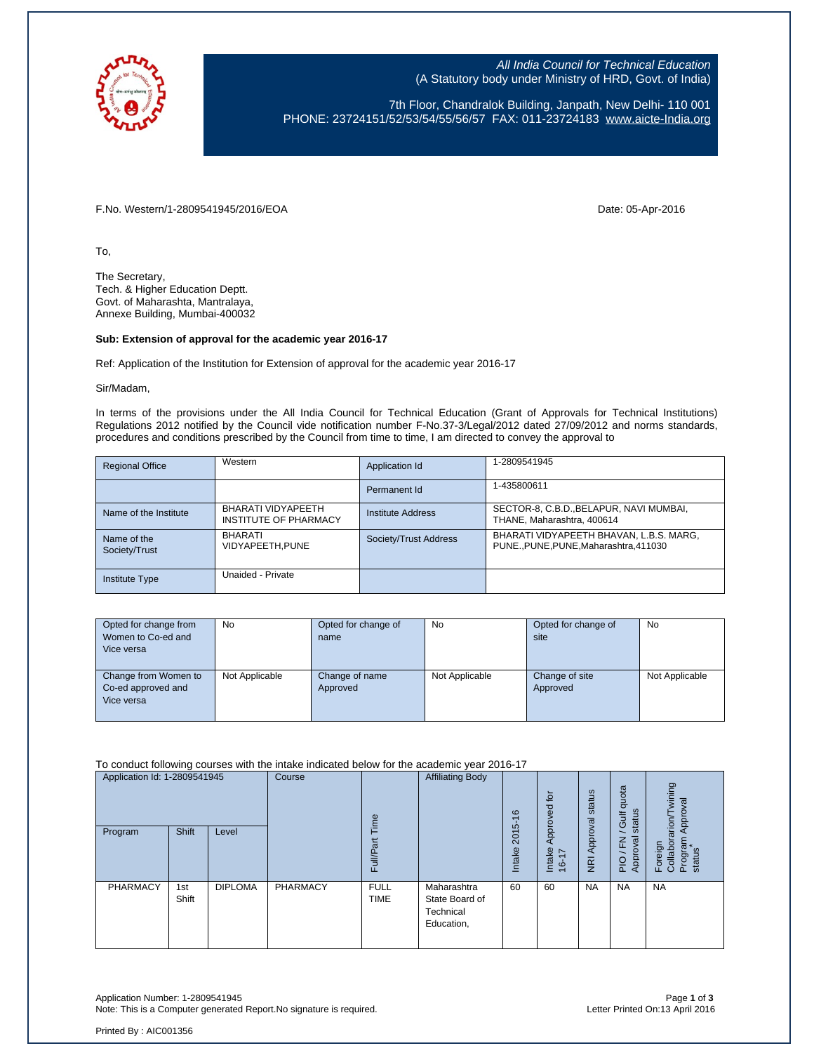All India Council for Technical Education
(A Statutory body under Ministry of HRD, Govt. of India)

7th Floor, Chandralok Building, Janpath, New Delhi- 110 001
PHONE: 23724151/52/53/54/55/56/57 FAX: 011-23724183 www.aicte-India.org

F.No. Western/1-2809541945/2016/EOA

Date: 05-Apr-2016

To,

The Secretary,
Tech. & Higher Education Deptt.
Govt. of Maharashta, Mantralaya,
Annexe Building, Mumbai-400032

**Sub: Extension of approval for the academic year 2016-17**

Ref: Application of the Institution for Extension of approval for the academic year 2016-17

Sir/Madam,

In terms of the provisions under the All India Council for Technical Education (Grant of Approvals for Technical Institutions) Regulations 2012 notified by the Council vide notification number F-No.37-3/Legal/2012 dated 27/09/2012 and norms standards, procedures and conditions prescribed by the Council from time to time, I am directed to convey the approval to

| Regional Office | Western | Application Id | 1-2809541945 |
|---|---|---|---|
| | | Permanent Id | 1-435800611 |
| Name of the Institute | BHARATI VIDYAPEETH INSTITUTE OF PHARMACY | Institute Address | SECTOR-8, C.B.D.,BELAPUR, NAVI MUMBAI, THANE, Maharashtra, 400614 |
| Name of the Society/Trust | BHARATI VIDYAPEETH,PUNE | Society/Trust Address | BHARATI VIDYAPEETH BHAVAN, L.B.S. MARG, PUNE.,PUNE,PUNE,Maharashtra,411030 |
| Institute Type | Unaided - Private | | |

| Opted for change from Women to Co-ed and Vice versa | No | Opted for change of name | No | Opted for change of site | No |
|---|---|---|---|---|---|
| Change from Women to Co-ed approved and Vice versa | Not Applicable | Change of name Approved | Not Applicable | Change of site Approved | Not Applicable |

To conduct following courses with the intake indicated below for the academic year 2016-17

| Application Id: 1-2809541945 | | | Course | Full/Part Time | Affiliating Body | Intake 2015-16 | Intake Approved for 16-17 | NRI Approval status | PIO / FN / Gulf quota Approval status | Foreign Collaborarion/Twining Program Approval status* |
|---|---|---|---|---|---|---|---|---|---|---|
| Program | Shift | Level | | | | | | | | |
| PHARMACY | 1st Shift | DIPLOMA | PHARMACY | FULL TIME | Maharashtra State Board of Technical Education, | 60 | 60 | NA | NA | NA |

Application Number: 1-2809541945
Note: This is a Computer generated Report.No signature is required.

Letter Printed On:13 April 2016

Printed By : AIC001356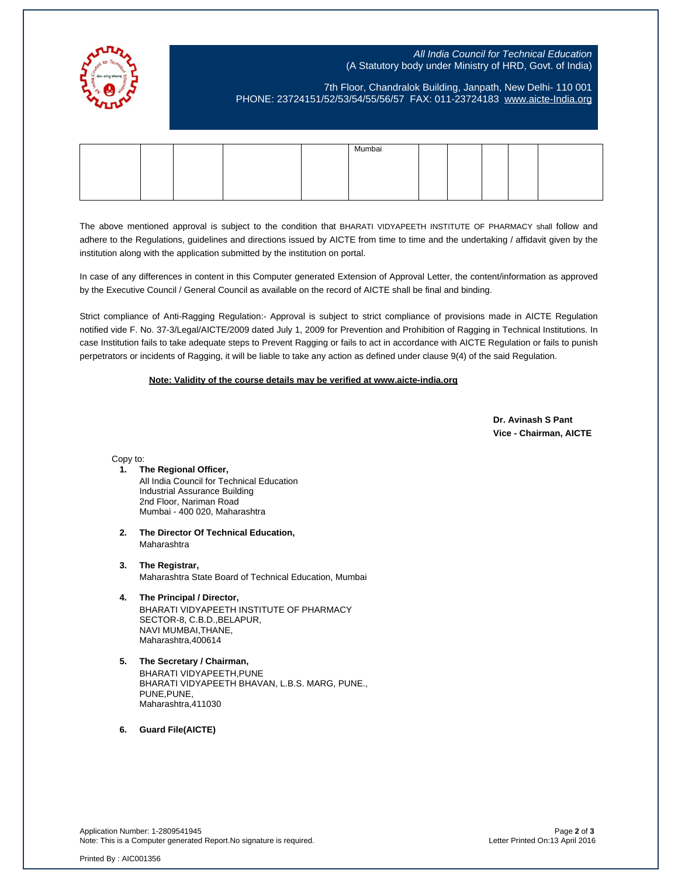| | | | | | Mumbai | | | | | |
|---|---|---|---|---|---|---|---|---|---|---|

The above mentioned approval is subject to the condition that BHARATI VIDYAPEETH INSTITUTE OF PHARMACY shall follow and adhere to the Regulations, guidelines and directions issued by AICTE from time to time and the undertaking / affidavit given by the institution along with the application submitted by the institution on portal.

In case of any differences in content in this Computer generated Extension of Approval Letter, the content/information as approved by the Executive Council / General Council as available on the record of AICTE shall be final and binding.

Strict compliance of Anti-Ragging Regulation:- Approval is subject to strict compliance of provisions made in AICTE Regulation notified vide F. No. 37-3/Legal/AICTE/2009 dated July 1, 2009 for Prevention and Prohibition of Ragging in Technical Institutions. In case Institution fails to take adequate steps to Prevent Ragging or fails to act in accordance with AICTE Regulation or fails to punish perpetrators or incidents of Ragging, it will be liable to take any action as defined under clause 9(4) of the said Regulation.

**Note: Validity of the course details may be verified at www.aicte-india.org**

**Dr. Avinash S Pant**
**Vice - Chairman, AICTE**

Copy to:

1. **The Regional Officer,**
   All India Council for Technical Education
   Industrial Assurance Building
   2nd Floor, Nariman Road
   Mumbai - 400 020, Maharashtra

2. **The Director Of Technical Education,**
   Maharashtra

3. **The Registrar,**
   Maharashtra State Board of Technical Education, Mumbai

4. **The Principal / Director,**
   BHARATI VIDYAPEETH INSTITUTE OF PHARMACY
   SECTOR-8, C.B.D.,BELAPUR,
   NAVI MUMBAI,THANE,
   Maharashtra,400614

5. **The Secretary / Chairman,**
   BHARATI VIDYAPEETH,PUNE
   BHARATI VIDYAPEETH BHAVAN, L.B.S. MARG, PUNE.,
   PUNE,PUNE,
   Maharashtra,411030

6. **Guard File(AICTE)**

Application Number: 1-2809541945
Note: This is a Computer generated Report.No signature is required.

Letter Printed On:13 April 2016

Printed By : AIC001356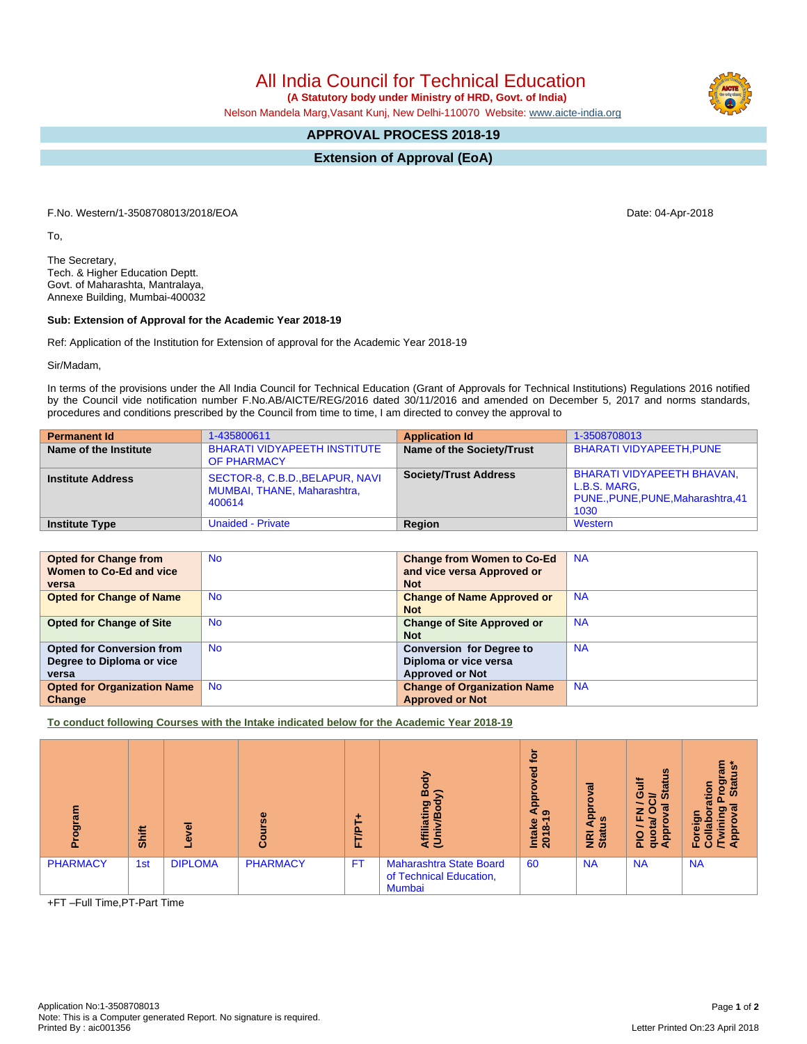# All India Council for Technical Education

**(A Statutory body under Ministry of HRD, Govt. of India)**

Nelson Mandela Marg,Vasant Kunj, New Delhi-110070 Website: www.aicte-india.org

## APPROVAL PROCESS 2018-19

## Extension of Approval (EoA)

F.No. Western/1-3508708013/2018/EOA

Date: 04-Apr-2018

To,

The Secretary,
Tech. & Higher Education Deptt.
Govt. of Maharashta, Mantralaya,
Annexe Building, Mumbai-400032

**Sub: Extension of Approval for the Academic Year 2018-19**

Ref: Application of the Institution for Extension of approval for the Academic Year 2018-19

Sir/Madam,

In terms of the provisions under the All India Council for Technical Education (Grant of Approvals for Technical Institutions) Regulations 2016 notified by the Council vide notification number F.No.AB/AICTE/REG/2016 dated 30/11/2016 and amended on December 5, 2017 and norms standards, procedures and conditions prescribed by the Council from time to time, I am directed to convey the approval to

| **Permanent Id** | 1-435800611 | **Application Id** | 1-3508708013 |
|---|---|---|---|
| **Name of the Institute** | BHARATI VIDYAPEETH INSTITUTE OF PHARMACY | **Name of the Society/Trust** | BHARATI VIDYAPEETH,PUNE |
| **Institute Address** | SECTOR-8, C.B.D.,BELAPUR, NAVI MUMBAI, THANE, Maharashtra, 400614 | **Society/Trust Address** | BHARATI VIDYAPEETH BHAVAN, L.B.S. MARG, PUNE.,PUNE,PUNE,Maharashtra,411030 |
| **Institute Type** | Unaided - Private | **Region** | Western |

| **Opted for Change from Women to Co-Ed and vice versa** | No | **Change from Women to Co-Ed and vice versa Approved or Not** | NA |
|---|---|---|---|
| **Opted for Change of Name** | No | **Change of Name Approved or Not** | NA |
| **Opted for Change of Site** | No | **Change of Site Approved or Not** | NA |
| **Opted for Conversion from Degree to Diploma or vice versa** | No | **Conversion for Degree to Diploma or vice versa Approved or Not** | NA |
| **Opted for Organization Name Change** | No | **Change of Organization Name Approved or Not** | NA |

**To conduct following Courses with the Intake indicated below for the Academic Year 2018-19**

| Program | Shift | Level | Course | FT/PT+ | Affiliating Body (Univ/Body) | Intake Approved for 2018-19 | NRI Approval Status | PIO / FN / Gulf quota/ OCI/ Approval Status | Foreign Collaboration /Twining Program Approval Status* |
|---|---|---|---|---|---|---|---|---|---|
| PHARMACY | 1st | DIPLOMA | PHARMACY | FT | Maharashtra State Board of Technical Education, Mumbai | 60 | NA | NA | NA |

+FT –Full Time,PT-Part Time

Application No:1-3508708013
Note: This is a Computer generated Report. No signature is required.
Printed By : aic001356

Letter Printed On:23 April 2018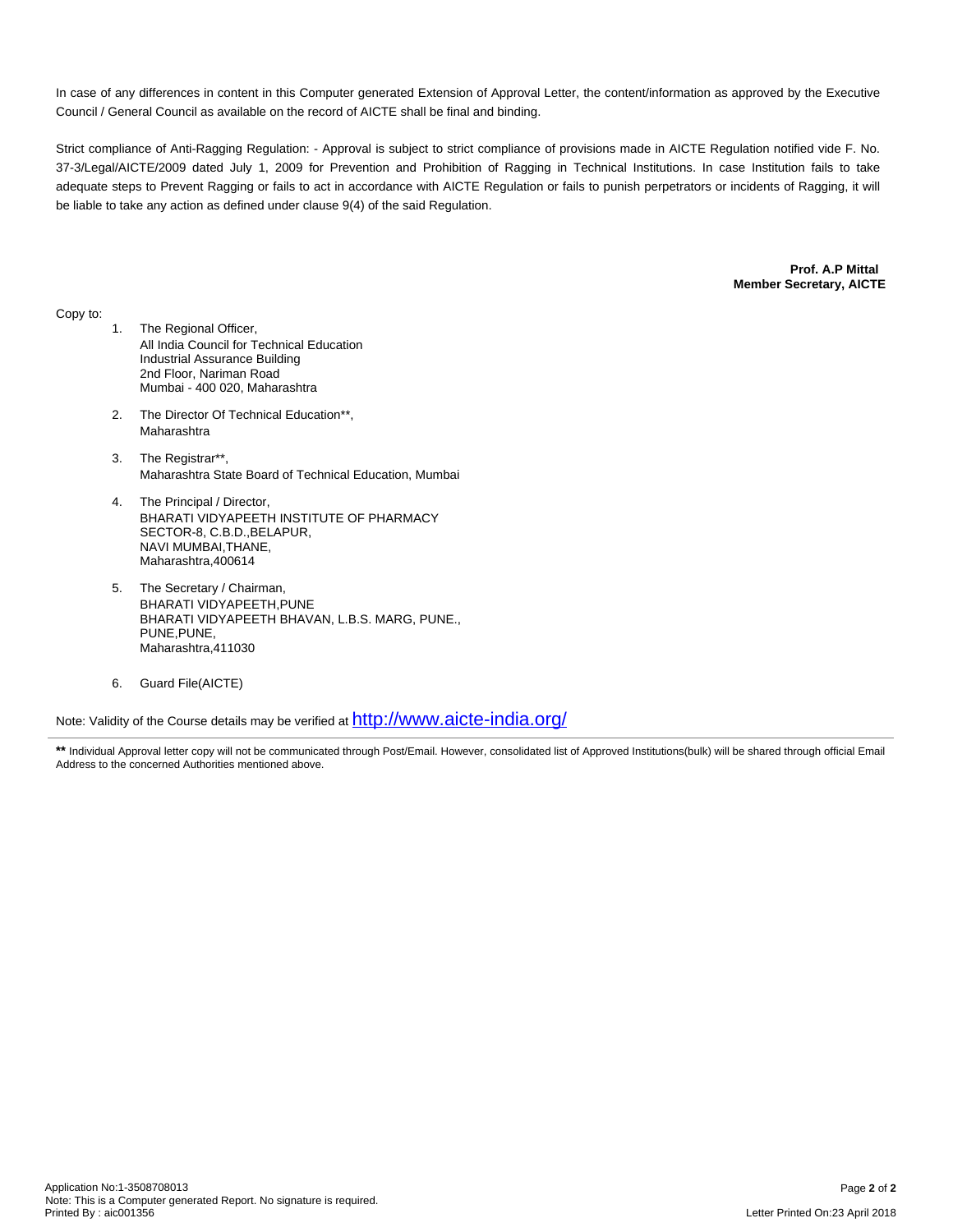In case of any differences in content in this Computer generated Extension of Approval Letter, the content/information as approved by the Executive Council / General Council as available on the record of AICTE shall be final and binding.

Strict compliance of Anti-Ragging Regulation: - Approval is subject to strict compliance of provisions made in AICTE Regulation notified vide F. No. 37-3/Legal/AICTE/2009 dated July 1, 2009 for Prevention and Prohibition of Ragging in Technical Institutions. In case Institution fails to take adequate steps to Prevent Ragging or fails to act in accordance with AICTE Regulation or fails to punish perpetrators or incidents of Ragging, it will be liable to take any action as defined under clause 9(4) of the said Regulation.

**Prof. A.P Mittal**
**Member Secretary, AICTE**

Copy to:

1. The Regional Officer,
   All India Council for Technical Education
   Industrial Assurance Building
   2nd Floor, Nariman Road
   Mumbai - 400 020, Maharashtra

2. The Director Of Technical Education**,
   Maharashtra

3. The Registrar**,
   Maharashtra State Board of Technical Education, Mumbai

4. The Principal / Director,
   BHARATI VIDYAPEETH INSTITUTE OF PHARMACY
   SECTOR-8, C.B.D.,BELAPUR,
   NAVI MUMBAI,THANE,
   Maharashtra,400614

5. The Secretary / Chairman,
   BHARATI VIDYAPEETH,PUNE
   BHARATI VIDYAPEETH BHAVAN, L.B.S. MARG, PUNE.,
   PUNE,PUNE,
   Maharashtra,411030

6. Guard File(AICTE)

Note: Validity of the Course details may be verified at http://www.aicte-india.org/

---

**\*\*** Individual Approval letter copy will not be communicated through Post/Email. However, consolidated list of Approved Institutions(bulk) will be shared through official Email Address to the concerned Authorities mentioned above.

Application No:1-3508708013
Note: This is a Computer generated Report. No signature is required.
Printed By : aic001356

Letter Printed On:23 April 2018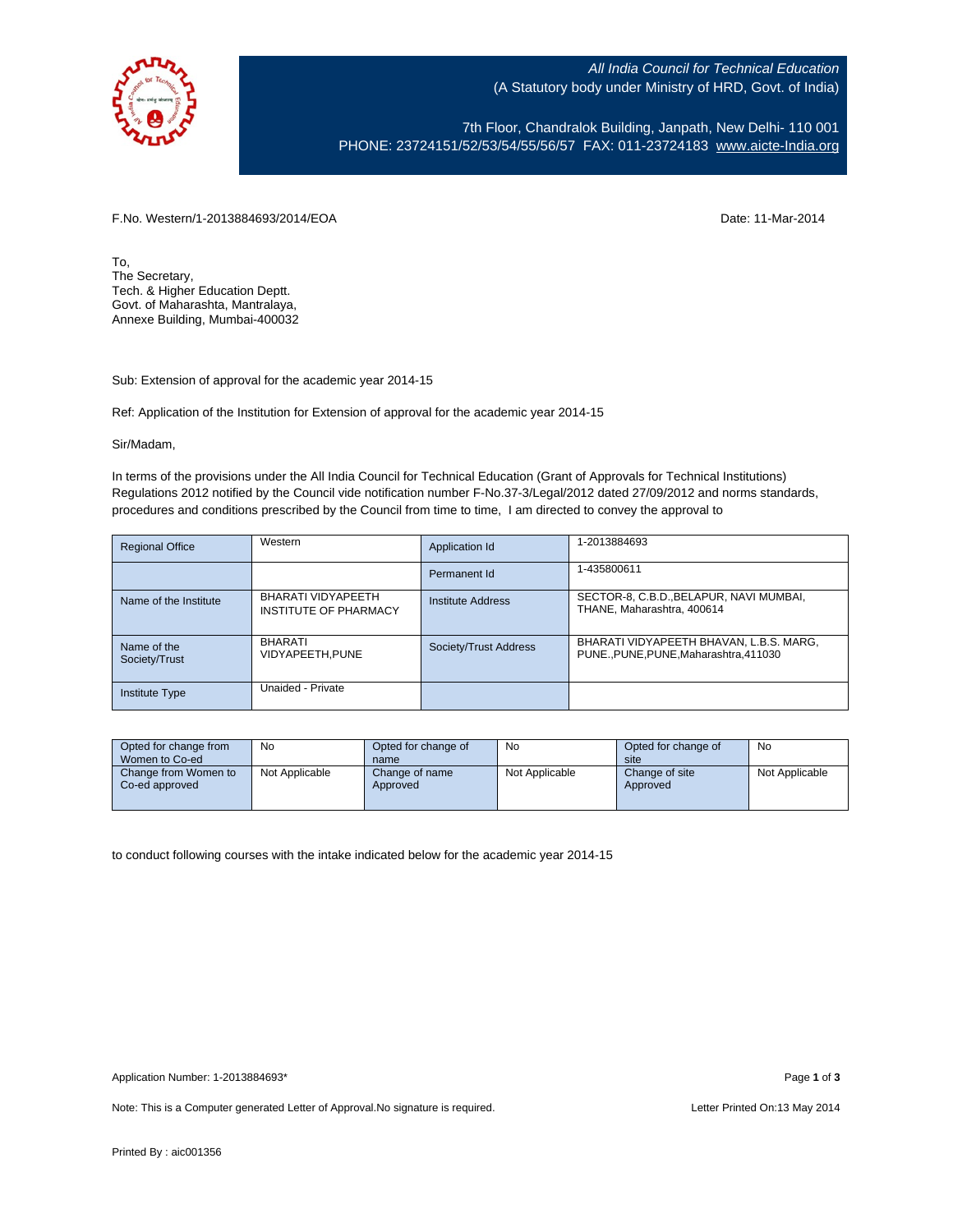All India Council for Technical Education
(A Statutory body under Ministry of HRD, Govt. of India)

7th Floor, Chandralok Building, Janpath, New Delhi- 110 001
PHONE: 23724151/52/53/54/55/56/57 FAX: 011-23724183 www.aicte-India.org

F.No. Western/1-2013884693/2014/EOA

Date: 11-Mar-2014

To,
The Secretary,
Tech. & Higher Education Deptt.
Govt. of Maharashta, Mantralaya,
Annexe Building, Mumbai-400032

Sub: Extension of approval for the academic year 2014-15

Ref: Application of the Institution for Extension of approval for the academic year 2014-15

Sir/Madam,

In terms of the provisions under the All India Council for Technical Education (Grant of Approvals for Technical Institutions) Regulations 2012 notified by the Council vide notification number F-No.37-3/Legal/2012 dated 27/09/2012 and norms standards, procedures and conditions prescribed by the Council from time to time, I am directed to convey the approval to

| Regional Office | Western | Application Id | 1-2013884693 |
|---|---|---|---|
| | | Permanent Id | 1-435800611 |
| Name of the Institute | BHARATI VIDYAPEETH INSTITUTE OF PHARMACY | Institute Address | SECTOR-8, C.B.D.,BELAPUR, NAVI MUMBAI, THANE, Maharashtra, 400614 |
| Name of the Society/Trust | BHARATI VIDYAPEETH,PUNE | Society/Trust Address | BHARATI VIDYAPEETH BHAVAN, L.B.S. MARG, PUNE.,PUNE,PUNE,Maharashtra,411030 |
| Institute Type | Unaided - Private | | |

| Opted for change from Women to Co-ed | No | Opted for change of name | No | Opted for change of site | No |
|---|---|---|---|---|---|
| Change from Women to Co-ed approved | Not Applicable | Change of name Approved | Not Applicable | Change of site Approved | Not Applicable |

to conduct following courses with the intake indicated below for the academic year 2014-15

Application Number: 1-2013884693*

Note: This is a Computer generated Letter of Approval.No signature is required.

Letter Printed On:13 May 2014

Printed By : aic001356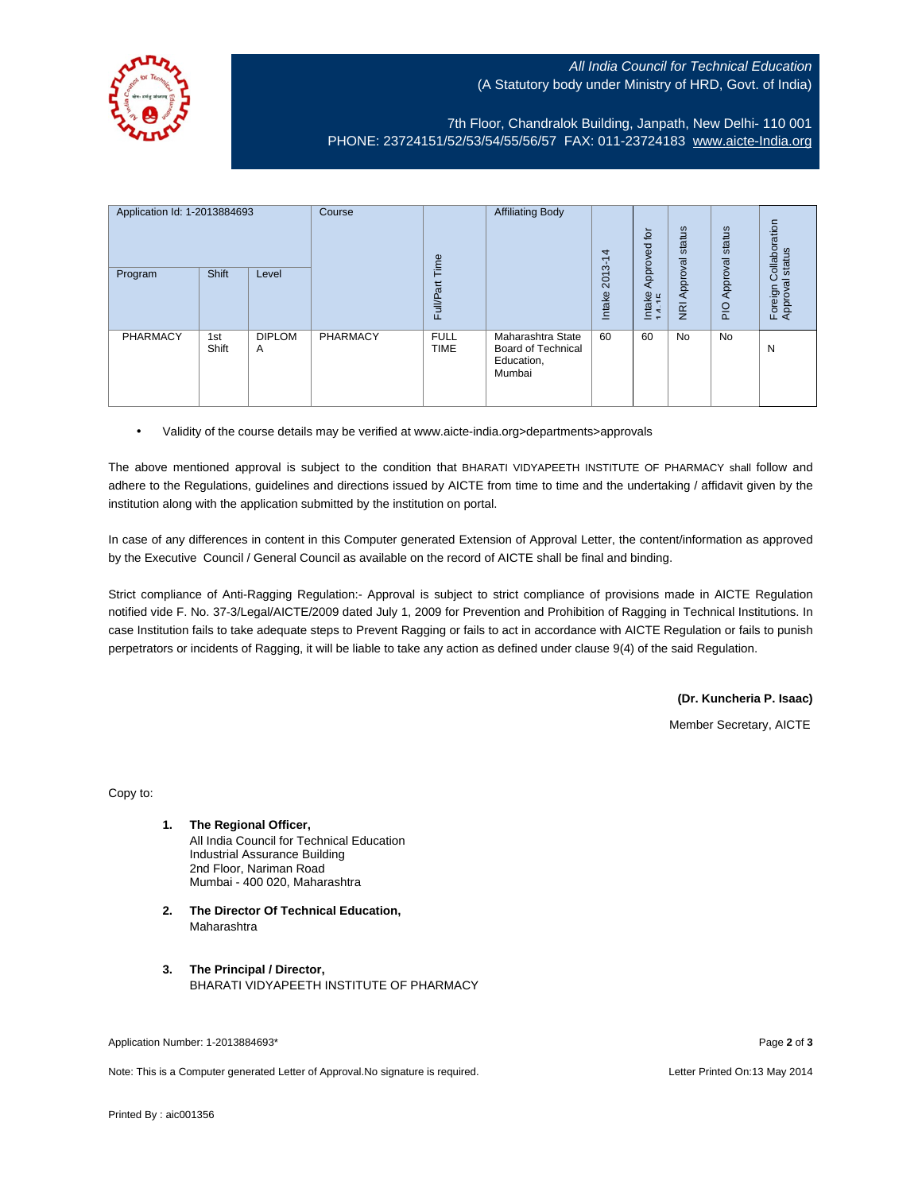*All India Council for Technical Education*
(A Statutory body under Ministry of HRD, Govt. of India)

7th Floor, Chandralok Building, Janpath, New Delhi- 110 001
PHONE: 23724151/52/53/54/55/56/57 FAX: 011-23724183 www.aicte-India.org

| Application Id: 1-2013884693 | | | Course | Full/Part Time | Affiliating Body | Intake 2013-14 | Intake Approved for 14-15 | NRI Approval status | PIO Approval status | Foreign Collaboration Approval status |
|---|---|---|---|---|---|---|---|---|---|---|
| Program | Shift | Level | | | | | | | | |
| PHARMACY | 1st Shift | DIPLOMA | PHARMACY | FULL TIME | Maharashtra State Board of Technical Education, Mumbai | 60 | 60 | No | No | N |

- Validity of the course details may be verified at www.aicte-india.org>departments>approvals

The above mentioned approval is subject to the condition that BHARATI VIDYAPEETH INSTITUTE OF PHARMACY shall follow and adhere to the Regulations, guidelines and directions issued by AICTE from time to time and the undertaking / affidavit given by the institution along with the application submitted by the institution on portal.

In case of any differences in content in this Computer generated Extension of Approval Letter, the content/information as approved by the Executive Council / General Council as available on the record of AICTE shall be final and binding.

Strict compliance of Anti-Ragging Regulation:- Approval is subject to strict compliance of provisions made in AICTE Regulation notified vide F. No. 37-3/Legal/AICTE/2009 dated July 1, 2009 for Prevention and Prohibition of Ragging in Technical Institutions. In case Institution fails to take adequate steps to Prevent Ragging or fails to act in accordance with AICTE Regulation or fails to punish perpetrators or incidents of Ragging, it will be liable to take any action as defined under clause 9(4) of the said Regulation.

**(Dr. Kuncheria P. Isaac)**

Member Secretary, AICTE

Copy to:

1. **The Regional Officer,**
   All India Council for Technical Education
   Industrial Assurance Building
   2nd Floor, Nariman Road
   Mumbai - 400 020, Maharashtra

2. **The Director Of Technical Education,**
   Maharashtra

3. **The Principal / Director,**
   BHARATI VIDYAPEETH INSTITUTE OF PHARMACY

Application Number: 1-2013884693*

Note: This is a Computer generated Letter of Approval.No signature is required.

Letter Printed On:13 May 2014

Printed By : aic001356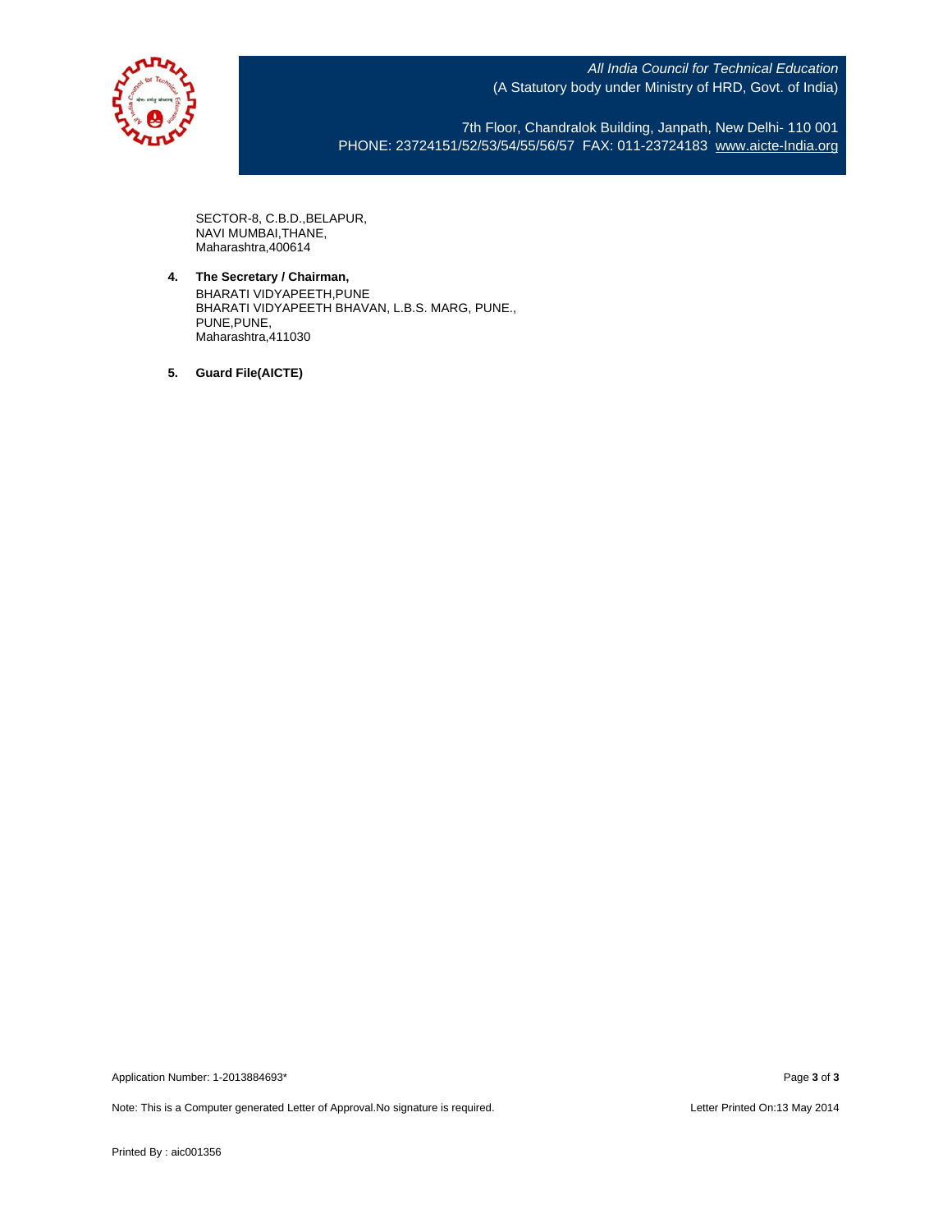SECTOR-8, C.B.D.,BELAPUR,
NAVI MUMBAI,THANE,
Maharashtra,400614

4. **The Secretary / Chairman,**
   BHARATI VIDYAPEETH,PUNE
   BHARATI VIDYAPEETH BHAVAN, L.B.S. MARG, PUNE.,
   PUNE,PUNE,
   Maharashtra,411030

5. **Guard File(AICTE)**

Application Number: 1-2013884693*

Note: This is a Computer generated Letter of Approval.No signature is required.

Letter Printed On:13 May 2014

Printed By : aic001356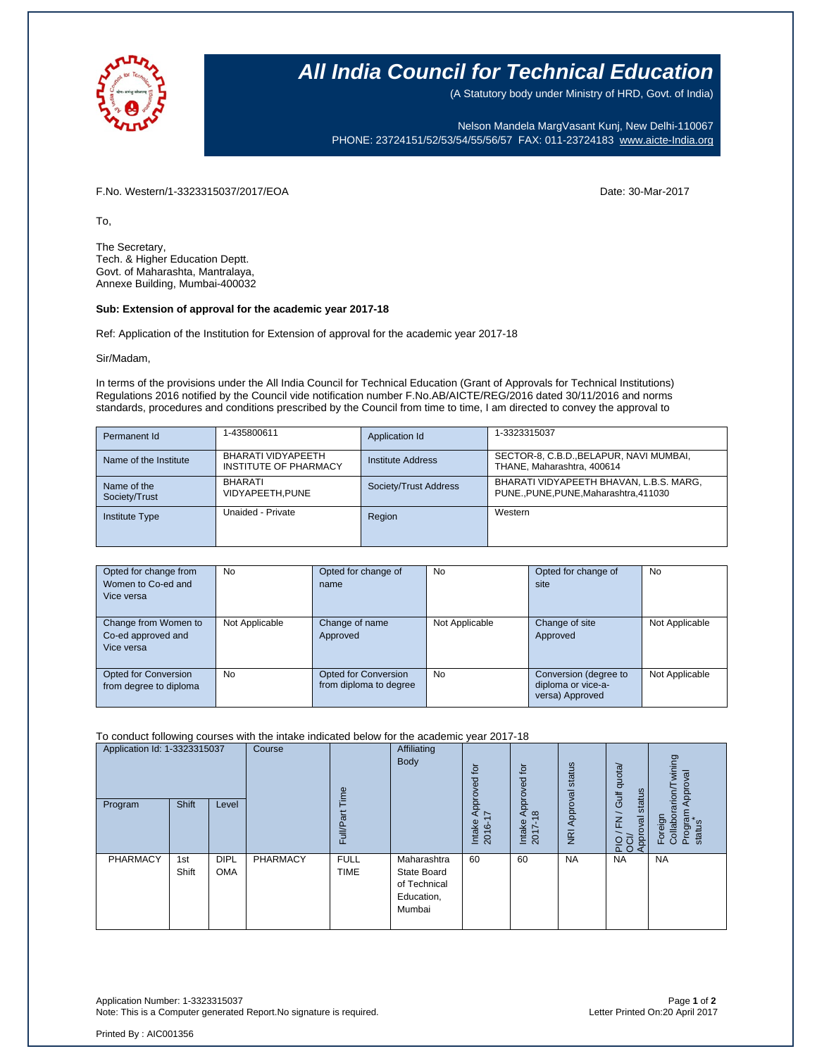# All India Council for Technical Education

(A Statutory body under Ministry of HRD, Govt. of India)

Nelson Mandela MargVasant Kunj, New Delhi-110067
PHONE: 23724151/52/53/54/55/56/57 FAX: 011-23724183 www.aicte-India.org

F.No. Western/1-3323315037/2017/EOA

Date: 30-Mar-2017

To,

The Secretary,
Tech. & Higher Education Deptt.
Govt. of Maharashta, Mantralaya,
Annexe Building, Mumbai-400032

**Sub: Extension of approval for the academic year 2017-18**

Ref: Application of the Institution for Extension of approval for the academic year 2017-18

Sir/Madam,

In terms of the provisions under the All India Council for Technical Education (Grant of Approvals for Technical Institutions) Regulations 2016 notified by the Council vide notification number F.No.AB/AICTE/REG/2016 dated 30/11/2016 and norms standards, procedures and conditions prescribed by the Council from time to time, I am directed to convey the approval to

| Permanent Id | 1-435800611 | Application Id | 1-3323315037 |
|---|---|---|---|
| Name of the Institute | BHARATI VIDYAPEETH INSTITUTE OF PHARMACY | Institute Address | SECTOR-8, C.B.D.,BELAPUR, NAVI MUMBAI, THANE, Maharashtra, 400614 |
| Name of the Society/Trust | BHARATI VIDYAPEETH,PUNE | Society/Trust Address | BHARATI VIDYAPEETH BHAVAN, L.B.S. MARG, PUNE.,PUNE,PUNE,Maharashtra,411030 |
| Institute Type | Unaided - Private | Region | Western |

| Opted for change from Women to Co-ed and Vice versa | No | Opted for change of name | No | Opted for change of site | No |
|---|---|---|---|---|---|
| Change from Women to Co-ed approved and Vice versa | Not Applicable | Change of name Approved | Not Applicable | Change of site Approved | Not Applicable |
| Opted for Conversion from degree to diploma | No | Opted for Conversion from diploma to degree | No | Conversion (degree to diploma or vice-a-versa) Approved | Not Applicable |

To conduct following courses with the intake indicated below for the academic year 2017-18

| Application Id: 1-3323315037 | | | Course | Full/Part Time | Affiliating Body | Intake Approved for 2016-17 | Intake Approved for 2017-18 | NRI Approval status | PIO / FN / Gulf quota/ OCI/ Approval status | Foreign Collaboration/Twining Program Approval status* |
|---|---|---|---|---|---|---|---|---|---|---|
| Program | Shift | Level | | | | | | | | |
| PHARMACY | 1st Shift | DIPLOMA | PHARMACY | FULL TIME | Maharashtra State Board of Technical Education, Mumbai | 60 | 60 | NA | NA | NA |

Application Number: 1-3323315037
Note: This is a Computer generated Report.No signature is required.

Letter Printed On:20 April 2017

Printed By : AIC001356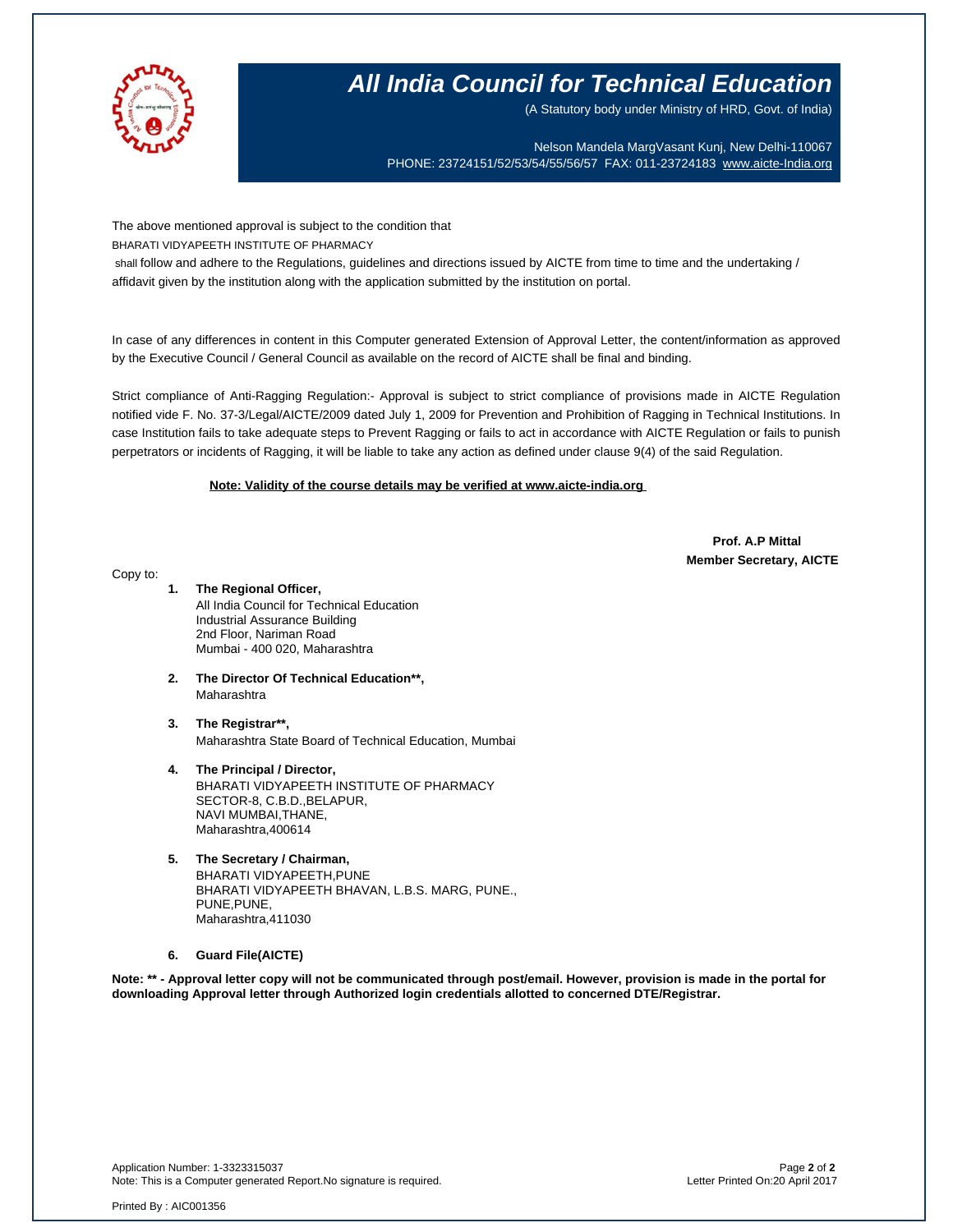# All India Council for Technical Education

(A Statutory body under Ministry of HRD, Govt. of India)

Nelson Mandela MargVasant Kunj, New Delhi-110067
PHONE: 23724151/52/53/54/55/56/57 FAX: 011-23724183 www.aicte-India.org

The above mentioned approval is subject to the condition that
BHARATI VIDYAPEETH INSTITUTE OF PHARMACY
shall follow and adhere to the Regulations, guidelines and directions issued by AICTE from time to time and the undertaking / affidavit given by the institution along with the application submitted by the institution on portal.

In case of any differences in content in this Computer generated Extension of Approval Letter, the content/information as approved by the Executive Council / General Council as available on the record of AICTE shall be final and binding.

Strict compliance of Anti-Ragging Regulation:- Approval is subject to strict compliance of provisions made in AICTE Regulation notified vide F. No. 37-3/Legal/AICTE/2009 dated July 1, 2009 for Prevention and Prohibition of Ragging in Technical Institutions. In case Institution fails to take adequate steps to Prevent Ragging or fails to act in accordance with AICTE Regulation or fails to punish perpetrators or incidents of Ragging, it will be liable to take any action as defined under clause 9(4) of the said Regulation.

**Note: Validity of the course details may be verified at www.aicte-india.org**

**Prof. A.P Mittal**
**Member Secretary, AICTE**

Copy to:

1. **The Regional Officer,**
   All India Council for Technical Education
   Industrial Assurance Building
   2nd Floor, Nariman Road
   Mumbai - 400 020, Maharashtra

2. **The Director Of Technical Education\*\*,**
   Maharashtra

3. **The Registrar\*\*,**
   Maharashtra State Board of Technical Education, Mumbai

4. **The Principal / Director,**
   BHARATI VIDYAPEETH INSTITUTE OF PHARMACY
   SECTOR-8, C.B.D.,BELAPUR,
   NAVI MUMBAI,THANE,
   Maharashtra,400614

5. **The Secretary / Chairman,**
   BHARATI VIDYAPEETH,PUNE
   BHARATI VIDYAPEETH BHAVAN, L.B.S. MARG, PUNE.,
   PUNE,PUNE,
   Maharashtra,411030

6. **Guard File(AICTE)**

**Note: \*\* - Approval letter copy will not be communicated through post/email. However, provision is made in the portal for downloading Approval letter through Authorized login credentials allotted to concerned DTE/Registrar.**

Application Number: 1-3323315037
Note: This is a Computer generated Report.No signature is required.

Letter Printed On:20 April 2017

Printed By : AIC001356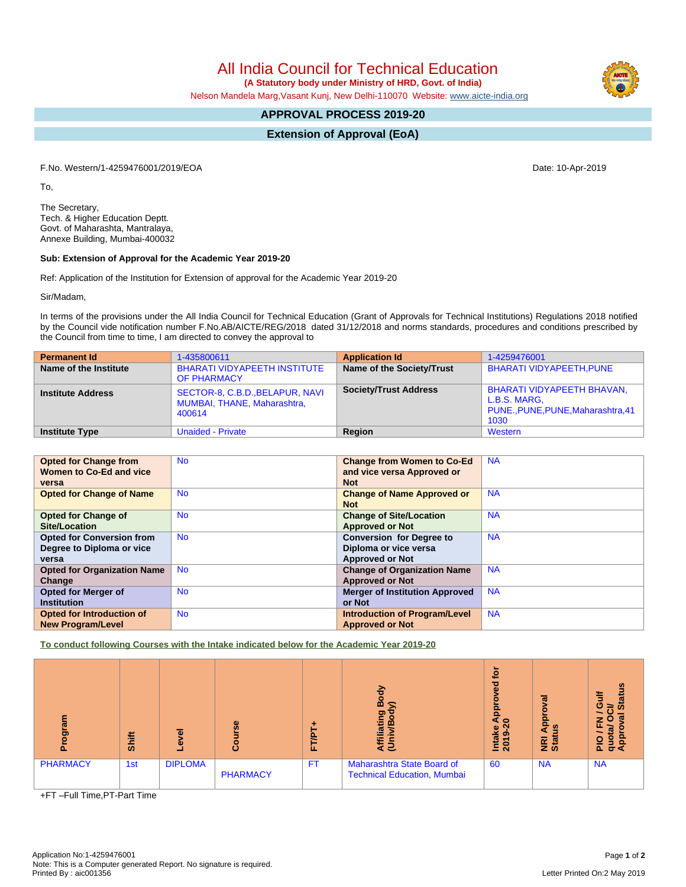# All India Council for Technical Education

**(A Statutory body under Ministry of HRD, Govt. of India)**

Nelson Mandela Marg,Vasant Kunj, New Delhi-110070 Website: www.aicte-india.org

## APPROVAL PROCESS 2019-20

## Extension of Approval (EoA)

F.No. Western/1-4259476001/2019/EOA

Date: 10-Apr-2019

To,

The Secretary,
Tech. & Higher Education Deptt.
Govt. of Maharashtra, Mantralaya,
Annexe Building, Mumbai-400032

**Sub: Extension of Approval for the Academic Year 2019-20**

Ref: Application of the Institution for Extension of approval for the Academic Year 2019-20

Sir/Madam,

In terms of the provisions under the All India Council for Technical Education (Grant of Approvals for Technical Institutions) Regulations 2018 notified by the Council vide notification number F.No.AB/AICTE/REG/2018 dated 31/12/2018 and norms standards, procedures and conditions prescribed by the Council from time to time, I am directed to convey the approval to

| Permanent Id | 1-435800611 | Application Id | 1-4259476001 |
|---|---|---|---|
| Name of the Institute | BHARATI VIDYAPEETH INSTITUTE OF PHARMACY | Name of the Society/Trust | BHARATI VIDYAPEETH,PUNE |
| Institute Address | SECTOR-8, C.B.D.,BELAPUR, NAVI MUMBAI, THANE, Maharashtra, 400614 | Society/Trust Address | BHARATI VIDYAPEETH BHAVAN, L.B.S. MARG, PUNE.,PUNE,PUNE,Maharashtra,411030 |
| Institute Type | Unaided - Private | Region | Western |

| Opted for Change from Women to Co-Ed and vice versa | No | Change from Women to Co-Ed and vice versa Approved or Not | NA |
|---|---|---|---|
| Opted for Change of Name | No | Change of Name Approved or Not | NA |
| Opted for Change of Site/Location | No | Change of Site/Location Approved or Not | NA |
| Opted for Conversion from Degree to Diploma or vice versa | No | Conversion for Degree to Diploma or vice versa Approved or Not | NA |
| Opted for Organization Name Change | No | Change of Organization Name Approved or Not | NA |
| Opted for Merger of Institution | No | Merger of Institution Approved or Not | NA |
| Opted for Introduction of New Program/Level | No | Introduction of Program/Level Approved or Not | NA |

**To conduct following Courses with the Intake indicated below for the Academic Year 2019-20**

| Program | Shift | Level | Course | FT/PT+ | Affiliating Body (Univ/Body) | Intake Approved for 2019-20 | NRI Approval Status | PIO / FN / Gulf quota/ OCI/ Approval Status |
|---|---|---|---|---|---|---|---|---|
| PHARMACY | 1st | DIPLOMA | PHARMACY | FT | Maharashtra State Board of Technical Education, Mumbai | 60 | NA | NA |

+FT –Full Time,PT-Part Time

Application No:1-4259476001
Note: This is a Computer generated Report. No signature is required.
Printed By : aic001356

Letter Printed On:2 May 2019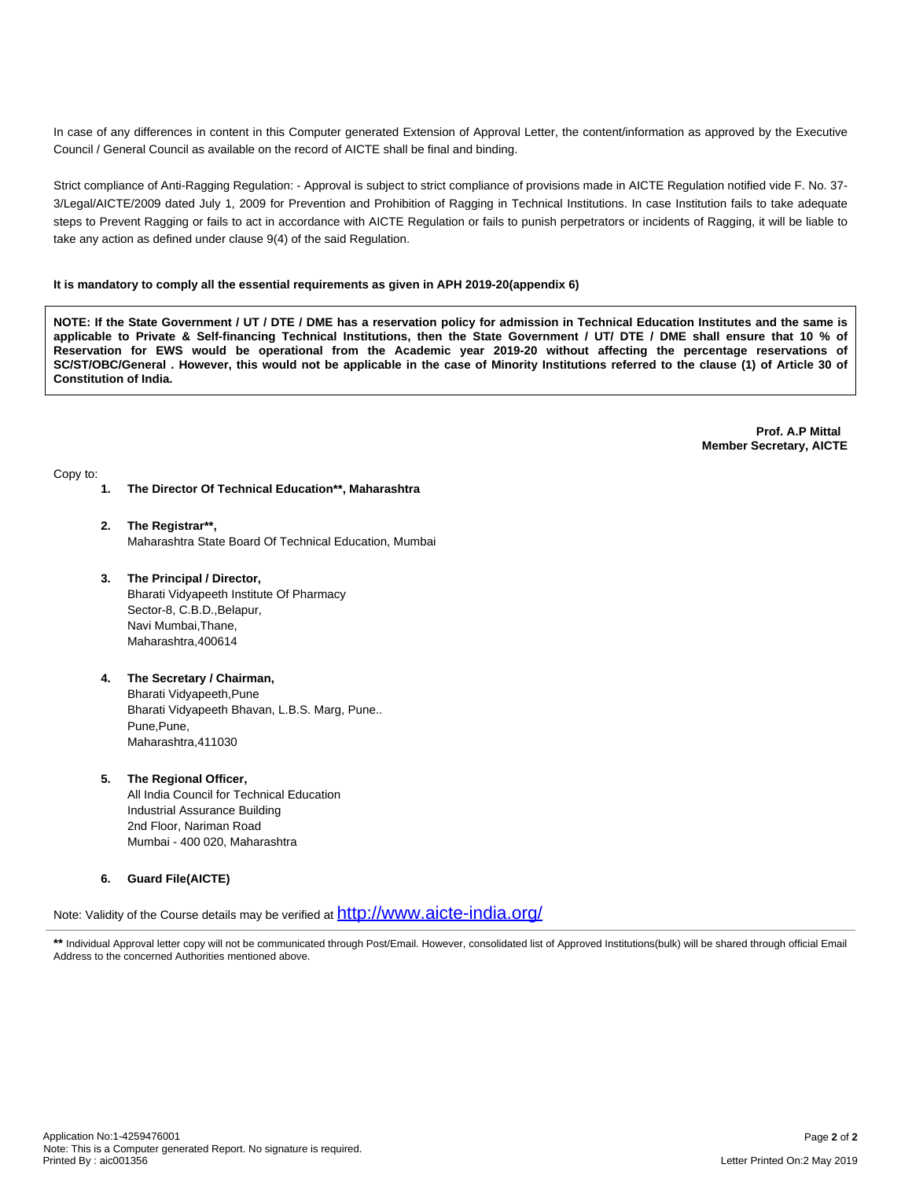In case of any differences in content in this Computer generated Extension of Approval Letter, the content/information as approved by the Executive Council / General Council as available on the record of AICTE shall be final and binding.

Strict compliance of Anti-Ragging Regulation: - Approval is subject to strict compliance of provisions made in AICTE Regulation notified vide F. No. 37-3/Legal/AICTE/2009 dated July 1, 2009 for Prevention and Prohibition of Ragging in Technical Institutions. In case Institution fails to take adequate steps to Prevent Ragging or fails to act in accordance with AICTE Regulation or fails to punish perpetrators or incidents of Ragging, it will be liable to take any action as defined under clause 9(4) of the said Regulation.

**It is mandatory to comply all the essential requirements as given in APH 2019-20(appendix 6)**

**NOTE: If the State Government / UT / DTE / DME has a reservation policy for admission in Technical Education Institutes and the same is applicable to Private & Self-financing Technical Institutions, then the State Government / UT/ DTE / DME shall ensure that 10 % of Reservation for EWS would be operational from the Academic year 2019-20 without affecting the percentage reservations of SC/ST/OBC/General . However, this would not be applicable in the case of Minority Institutions referred to the clause (1) of Article 30 of Constitution of India.**

**Prof. A.P Mittal**
**Member Secretary, AICTE**

Copy to:

1. **The Director Of Technical Education\*\*, Maharashtra**

2. **The Registrar\*\*,**
   Maharashtra State Board Of Technical Education, Mumbai

3. **The Principal / Director,**
   Bharati Vidyapeeth Institute Of Pharmacy
   Sector-8, C.B.D.,Belapur,
   Navi Mumbai,Thane,
   Maharashtra,400614

4. **The Secretary / Chairman,**
   Bharati Vidyapeeth,Pune
   Bharati Vidyapeeth Bhavan, L.B.S. Marg, Pune..
   Pune,Pune,
   Maharashtra,411030

5. **The Regional Officer,**
   All India Council for Technical Education
   Industrial Assurance Building
   2nd Floor, Nariman Road
   Mumbai - 400 020, Maharashtra

6. **Guard File(AICTE)**

Note: Validity of the Course details may be verified at http://www.aicte-india.org/

**\*\*** Individual Approval letter copy will not be communicated through Post/Email. However, consolidated list of Approved Institutions(bulk) will be shared through official Email Address to the concerned Authorities mentioned above.

Application No:1-4259476001
Note: This is a Computer generated Report. No signature is required.
Printed By : aic001356

Letter Printed On:2 May 2019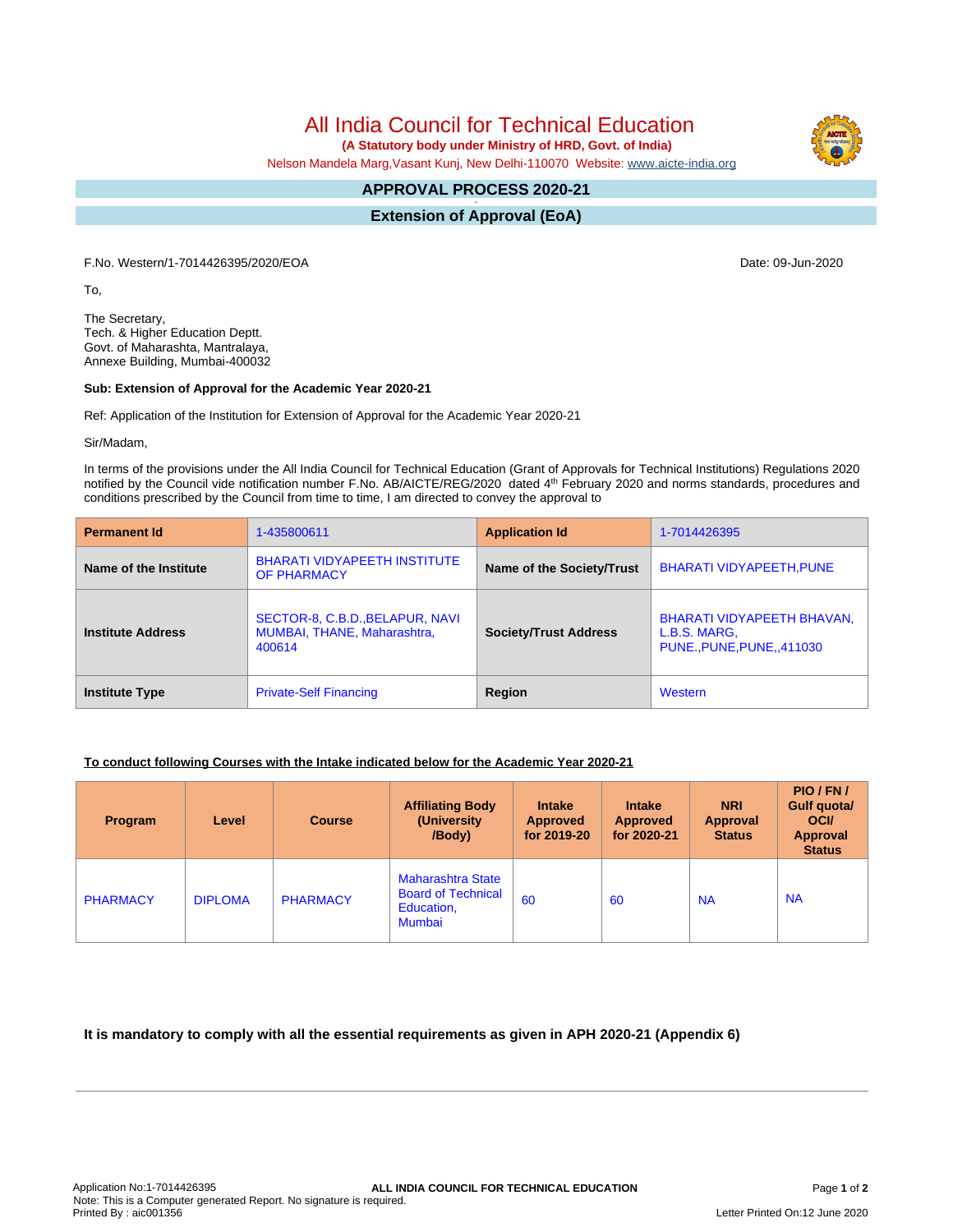# All India Council for Technical Education

**(A Statutory body under Ministry of HRD, Govt. of India)**

Nelson Mandela Marg,Vasant Kunj, New Delhi-110070 Website: www.aicte-india.org

## APPROVAL PROCESS 2020-21

## Extension of Approval (EoA)

F.No. Western/1-7014426395/2020/EOA

Date: 09-Jun-2020

To,

The Secretary,
Tech. & Higher Education Deptt.
Govt. of Maharashta, Mantralaya,
Annexe Building, Mumbai-400032

**Sub: Extension of Approval for the Academic Year 2020-21**

Ref: Application of the Institution for Extension of Approval for the Academic Year 2020-21

Sir/Madam,

In terms of the provisions under the All India Council for Technical Education (Grant of Approvals for Technical Institutions) Regulations 2020 notified by the Council vide notification number F.No. AB/AICTE/REG/2020 dated 4th February 2020 and norms standards, procedures and conditions prescribed by the Council from time to time, I am directed to convey the approval to

| **Permanent Id** | 1-435800611 | **Application Id** | 1-7014426395 |
|---|---|---|---|
| **Name of the Institute** | BHARATI VIDYAPEETH INSTITUTE OF PHARMACY | **Name of the Society/Trust** | BHARATI VIDYAPEETH,PUNE |
| **Institute Address** | SECTOR-8, C.B.D.,BELAPUR, NAVI MUMBAI, THANE, Maharashtra, 400614 | **Society/Trust Address** | BHARATI VIDYAPEETH BHAVAN, L.B.S. MARG, PUNE.,PUNE,PUNE,,411030 |
| **Institute Type** | Private-Self Financing | **Region** | Western |

**To conduct following Courses with the Intake indicated below for the Academic Year 2020-21**

| Program | Level | Course | Affiliating Body (University /Body) | Intake Approved for 2019-20 | Intake Approved for 2020-21 | NRI Approval Status | PIO / FN / Gulf quota/ OCI/ Approval Status |
|---|---|---|---|---|---|---|---|
| PHARMACY | DIPLOMA | PHARMACY | Maharashtra State Board of Technical Education, Mumbai | 60 | 60 | NA | NA |

**It is mandatory to comply with all the essential requirements as given in APH 2020-21 (Appendix 6)**

Application No:1-7014426395
Note: This is a Computer generated Report. No signature is required.
Printed By : aic001356

Letter Printed On:12 June 2020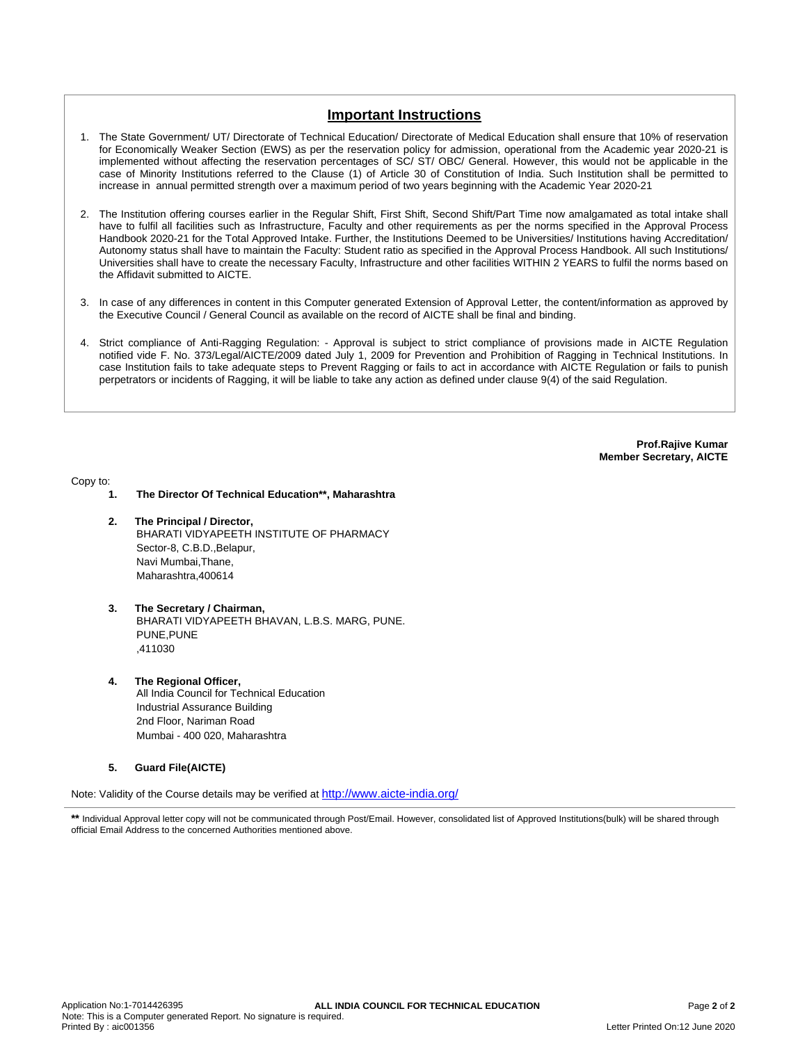## Important Instructions

1. The State Government/ UT/ Directorate of Technical Education/ Directorate of Medical Education shall ensure that 10% of reservation for Economically Weaker Section (EWS) as per the reservation policy for admission, operational from the Academic year 2020-21 is implemented without affecting the reservation percentages of SC/ ST/ OBC/ General. However, this would not be applicable in the case of Minority Institutions referred to the Clause (1) of Article 30 of Constitution of India. Such Institution shall be permitted to increase in annual permitted strength over a maximum period of two years beginning with the Academic Year 2020-21

2. The Institution offering courses earlier in the Regular Shift, First Shift, Second Shift/Part Time now amalgamated as total intake shall have to fulfil all facilities such as Infrastructure, Faculty and other requirements as per the norms specified in the Approval Process Handbook 2020-21 for the Total Approved Intake. Further, the Institutions Deemed to be Universities/ Institutions having Accreditation/ Autonomy status shall have to maintain the Faculty: Student ratio as specified in the Approval Process Handbook. All such Institutions/ Universities shall have to create the necessary Faculty, Infrastructure and other facilities WITHIN 2 YEARS to fulfil the norms based on the Affidavit submitted to AICTE.

3. In case of any differences in content in this Computer generated Extension of Approval Letter, the content/information as approved by the Executive Council / General Council as available on the record of AICTE shall be final and binding.

4. Strict compliance of Anti-Ragging Regulation: - Approval is subject to strict compliance of provisions made in AICTE Regulation notified vide F. No. 373/Legal/AICTE/2009 dated July 1, 2009 for Prevention and Prohibition of Ragging in Technical Institutions. In case Institution fails to take adequate steps to Prevent Ragging or fails to act in accordance with AICTE Regulation or fails to punish perpetrators or incidents of Ragging, it will be liable to take any action as defined under clause 9(4) of the said Regulation.

**Prof.Rajive Kumar**
**Member Secretary, AICTE**

Copy to:

1. **The Director Of Technical Education\*\*, Maharashtra**

2. **The Principal / Director,**
   BHARATI VIDYAPEETH INSTITUTE OF PHARMACY
   Sector-8, C.B.D.,Belapur,
   Navi Mumbai,Thane,
   Maharashtra,400614

3. **The Secretary / Chairman,**
   BHARATI VIDYAPEETH BHAVAN, L.B.S. MARG, PUNE.
   PUNE,PUNE
   ,411030

4. **The Regional Officer,**
   All India Council for Technical Education
   Industrial Assurance Building
   2nd Floor, Nariman Road
   Mumbai - 400 020, Maharashtra

5. **Guard File(AICTE)**

Note: Validity of the Course details may be verified at http://www.aicte-india.org/

**\*\*** Individual Approval letter copy will not be communicated through Post/Email. However, consolidated list of Approved Institutions(bulk) will be shared through official Email Address to the concerned Authorities mentioned above.

Application No:1-7014426395
Note: This is a Computer generated Report. No signature is required.
Printed By : aic001356
Letter Printed On:12 June 2020